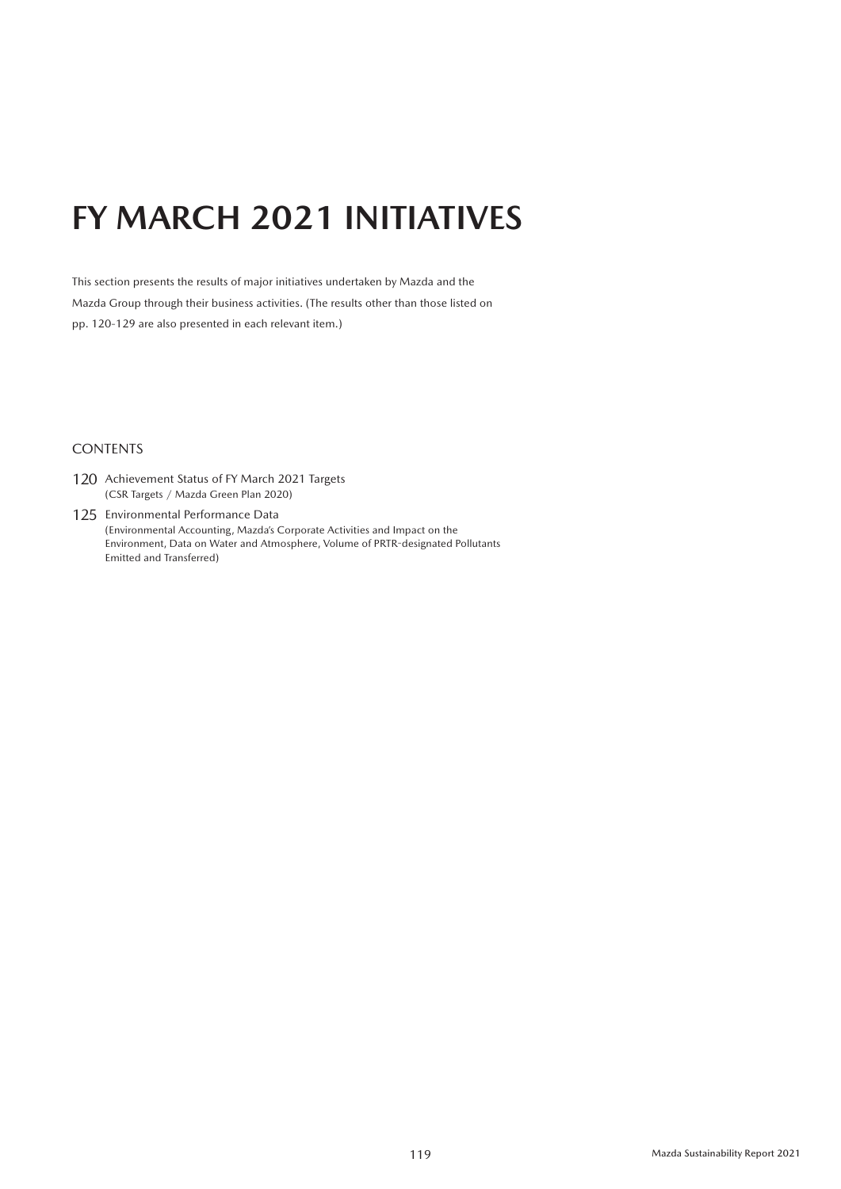# FY MARCH 2021 INITIATIVES

This section presents the results of major initiatives undertaken by Mazda and the Mazda Group through their business activities. (The results other than those listed on pp. 120-129 are also presented in each relevant item.)

## CONTENTS

120 Achievement Status of FY March 2021 Targets
(CSR Targets / Mazda Green Plan 2020)

125 Environmental Performance Data
(Environmental Accounting, Mazda's Corporate Activities and Impact on the Environment, Data on Water and Atmosphere, Volume of PRTR-designated Pollutants Emitted and Transferred)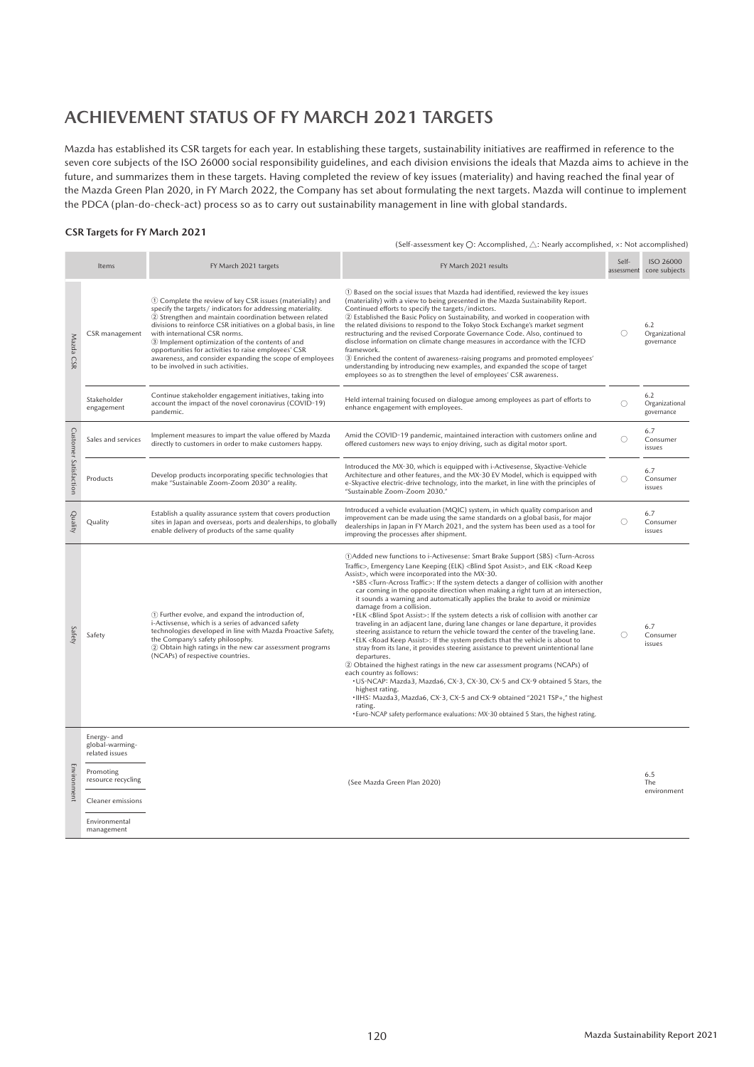# ACHIEVEMENT STATUS OF FY MARCH 2021 TARGETS

Mazda has established its CSR targets for each year. In establishing these targets, sustainability initiatives are reaffirmed in reference to the seven core subjects of the ISO 26000 social responsibility guidelines, and each division envisions the ideals that Mazda aims to achieve in the future, and summarizes them in these targets. Having completed the review of key issues (materiality) and having reached the final year of the Mazda Green Plan 2020, in FY March 2022, the Company has set about formulating the next targets. Mazda will continue to implement the PDCA (plan-do-check-act) process so as to carry out sustainability management in line with global standards.

### CSR Targets for FY March 2021

(Self-assessment key ○: Accomplished, △: Nearly accomplished, ×: Not accomplished)

| Items | | FY March 2021 targets | FY March 2021 results | Self-assessment | ISO 26000 core subjects |
|---|---|---|---|---|---|
| Mazda CSR | CSR management | ① Complete the review of key CSR issues (materiality) and specify the targets / indicators for addressing materiality.<br>② Strengthen and maintain coordination between related divisions to reinforce CSR initiatives on a global basis, in line with international CSR norms.<br>③ Implement optimization of the contents of and opportunities for activities to raise employees' CSR awareness, and consider expanding the scope of employees to be involved in such activities. | ① Based on the social issues that Mazda had identified, reviewed the key issues (materiality) with a view to being presented in the Mazda Sustainability Report. Continued efforts to specify the targets / indictors.<br>② Established the Basic Policy on Sustainability, and worked in cooperation with the related divisions to respond to the Tokyo Stock Exchange's market segment restructuring and the revised Corporate Governance Code. Also, continued to disclose information on climate change measures in accordance with the TCFD framework.<br>③ Enriched the content of awareness-raising programs and promoted employees' understanding by introducing new examples, and expanded the scope of target employees so as to strengthen the level of employees' CSR awareness. | ○ | 6.2 Organizational governance |
| | Stakeholder engagement | Continue stakeholder engagement initiatives, taking into account the impact of the novel coronavirus (COVID-19) pandemic. | Held internal training focused on dialogue among employees as part of efforts to enhance engagement with employees. | ○ | 6.2 Organizational governance |
| Customer Satisfaction | Sales and services | Implement measures to impart the value offered by Mazda directly to customers in order to make customers happy. | Amid the COVID-19 pandemic, maintained interaction with customers online and offered customers new ways to enjoy driving, such as digital motor sport. | ○ | 6.7 Consumer issues |
| | Products | Develop products incorporating specific technologies that make "Sustainable Zoom-Zoom 2030" a reality. | Introduced the MX-30, which is equipped with i-Activesense, Skyactive-Vehicle Architecture and other features, and the MX-30 EV Model, which is equipped with e-Skyactive electric-drive technology, into the market, in line with the principles of "Sustainable Zoom-Zoom 2030." | ○ | 6.7 Consumer issues |
| Quality | Quality | Establish a quality assurance system that covers production sites in Japan and overseas, ports and dealerships, to globally enable delivery of products of the same quality | Introduced a vehicle evaluation (MQIC) system, in which quality comparison and improvement can be made using the same standards on a global basis, for major dealerships in Japan in FY March 2021, and the system has been used as a tool for improving the processes after shipment. | ○ | 6.7 Consumer issues |
| Safety | Safety | ① Further evolve, and expand the introduction of, i-Activsense, which is a series of advanced safety technologies developed in line with Mazda Proactive Safety, the Company's safety philosophy.<br>② Obtain high ratings in the new car assessment programs (NCAPs) of respective countries. | ①Added new functions to i-Activesense: Smart Brake Support (SBS) <Turn-Across Traffic>, Emergency Lane Keeping (ELK) <Blind Spot Assist>, and ELK <Road Keep Assist>, which were incorporated into the MX-30.<br>• SBS <Turn-Across Traffic>: If the system detects a danger of collision with another car coming in the opposite direction when making a right turn at an intersection, it sounds a warning and automatically applies the brake to avoid or minimize damage from a collision.<br>• ELK <Blind Spot Assist>: If the system detects a risk of collision with another car traveling in an adjacent lane, during lane changes or lane departure, it provides steering assistance to return the vehicle toward the center of the traveling lane.<br>• ELK <Road Keep Assist>: If the system predicts that the vehicle is about to stray from its lane, it provides steering assistance to prevent unintentional lane departures.<br>② Obtained the highest ratings in the new car assessment programs (NCAPs) of each country as follows:<br>• US-NCAP: Mazda3, Mazda6, CX-3, CX-30, CX-5 and CX-9 obtained 5 Stars, the highest rating.<br>• IIHS: Mazda3, Mazda6, CX-3, CX-5 and CX-9 obtained "2021 TSP+," the highest rating.<br>• Euro-NCAP safety performance evaluations: MX-30 obtained 5 Stars, the highest rating. | ○ | 6.7 Consumer issues |
| Environment | Energy- and global-warming-related issues | (See Mazda Green Plan 2020) | | | 6.5 The environment |
| | Promoting resource recycling | | | | |
| | Cleaner emissions | | | | |
| | Environmental management | | | | |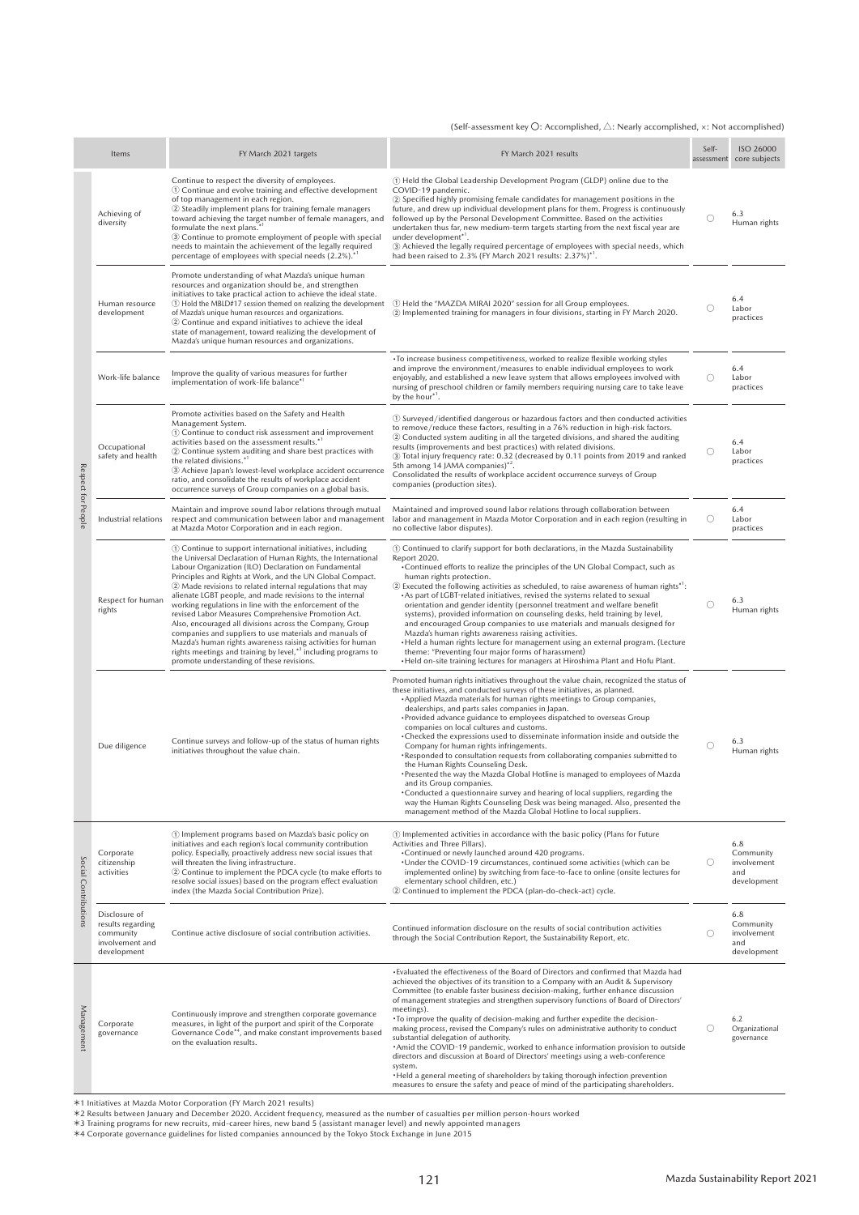(Self-assessment key ○: Accomplished, △: Nearly accomplished, ×: Not accomplished)

| | Items | FY March 2021 targets | FY March 2021 results | Self-assessment | ISO 26000 core subjects |
|---|---|---|---|---|---|
| Respect for People | Achieving of diversity | Continue to respect the diversity of employees.<br>① Continue and evolve training and effective development of top management in each region.<br>② Steadily implement plans for training female managers toward achieving the target number of female managers, and formulate the next plans.*1<br>③ Continue to promote employment of people with special needs to maintain the achievement of the legally required percentage of employees with special needs (2.2%).*1 | ① Held the Global Leadership Development Program (GLDP) online due to the COVID-19 pandemic.<br>② Specified highly promising female candidates for management positions in the future, and drew up individual development plans for them. Progress is continuously followed up by the Personal Development Committee. Based on the activities undertaken thus far, new medium-term targets starting from the next fiscal year are under development*1.<br>③ Achieved the legally required percentage of employees with special needs, which had been raised to 2.3% (FY March 2021 results: 2.37%)*1. | ○ | 6.3 Human rights |
| | Human resource development | Promote understanding of what Mazda's unique human resources and organization should be, and strengthen initiatives to take practical action to achieve the ideal state.<br>① Hold the MBLD#17 session themed on realizing the development of Mazda's unique human resources and organizations.<br>② Continue and expand initiatives to achieve the ideal state of management, toward realizing the development of Mazda's unique human resources and organizations. | ① Held the "MAZDA MIRAI 2020" session for all Group employees.<br>② Implemented training for managers in four divisions, starting in FY March 2020. | ○ | 6.4 Labor practices |
| | Work-life balance | Improve the quality of various measures for further implementation of work-life balance*1 | ・To increase business competitiveness, worked to realize flexible working styles and improve the environment/measures to enable individual employees to work enjoyably, and established a new leave system that allows employees involved with nursing of preschool children or family members requiring nursing care to take leave by the hour*1. | ○ | 6.4 Labor practices |
| | Occupational safety and health | Promote activities based on the Safety and Health Management System.<br>① Continue to conduct risk assessment and improvement activities based on the assessment results.*1<br>② Continue system auditing and share best practices with the related divisions.*1<br>③ Achieve Japan's lowest-level workplace accident occurrence ratio, and consolidate the results of workplace accident occurrence surveys of Group companies on a global basis. | ① Surveyed/identified dangerous or hazardous factors and then conducted activities to remove/reduce these factors, resulting in a 76% reduction in high-risk factors.<br>② Conducted system auditing in all the targeted divisions, and shared the auditing results (improvements and best practices) with related divisions.<br>③ Total injury frequency rate: 0.32 (decreased by 0.11 points from 2019 and ranked 5th among 14 JAMA companies)*2.<br>Consolidated the results of workplace accident occurrence surveys of Group companies (production sites). | ○ | 6.4 Labor practices |
| | Industrial relations | Maintain and improve sound labor relations through mutual respect and communication between labor and management at Mazda Motor Corporation and in each region. | Maintained and improved sound labor relations through collaboration between labor and management in Mazda Motor Corporation and in each region (resulting in no collective labor disputes). | ○ | 6.4 Labor practices |
| | Respect for human rights | ① Continue to support international initiatives, including the Universal Declaration of Human Rights, the International Labour Organization (ILO) Declaration on Fundamental Principles and Rights at Work, and the UN Global Compact.<br>② Made revisions to related internal regulations that may alienate LGBT people, and made revisions to the internal working regulations in line with the enforcement of the revised Labor Measures Comprehensive Promotion Act. Also, encouraged all divisions across the Company, Group companies and suppliers to use materials and manuals of Mazda's human rights awareness raising activities for human rights meetings and training by level,*3 including programs to promote understanding of these revisions. | ① Continued to clarify support for both declarations, in the Mazda Sustainability Report 2020.<br>・Continued efforts to realize the principles of the UN Global Compact, such as human rights protection.<br>② Executed the following activities as scheduled, to raise awareness of human rights*1:<br>・As part of LGBT-related initiatives, revised the systems related to sexual orientation and gender identity (personnel treatment and welfare benefit systems), provided information on counseling desks, held training by level, and encouraged Group companies to use materials and manuals designed for Mazda's human rights awareness raising activities.<br>・Held a human rights lecture for management using an external program. (Lecture theme: "Preventing four major forms of harassment)<br>・Held on-site training lectures for managers at Hiroshima Plant and Hofu Plant. | ○ | 6.3 Human rights |
| | Due diligence | Continue surveys and follow-up of the status of human rights initiatives throughout the value chain. | Promoted human rights initiatives throughout the value chain, recognized the status of these initiatives, and conducted surveys of these initiatives, as planned.<br>・Applied Mazda materials for human rights meetings to Group companies, dealerships, and parts sales companies in Japan.<br>・Provided advance guidance to employees dispatched to overseas Group companies on local cultures and customs.<br>・Checked the expressions used to disseminate information inside and outside the Company for human rights infringements.<br>・Responded to consultation requests from collaborating companies submitted to the Human Rights Counseling Desk.<br>・Presented the way the Mazda Global Hotline is managed to employees of Mazda and its Group companies.<br>・Conducted a questionnaire survey and hearing of local suppliers, regarding the way the Human Rights Counseling Desk was being managed. Also, presented the management method of the Mazda Global Hotline to local suppliers. | ○ | 6.3 Human rights |
| Social Contributions | Corporate citizenship activities | ① Implement programs based on Mazda's basic policy on initiatives and each region's local community contribution policy. Especially, proactively address new social issues that will threaten the living infrastructure.<br>② Continue to implement the PDCA cycle (to make efforts to resolve social issues) based on the program effect evaluation index (the Mazda Social Contribution Prize). | ① Implemented activities in accordance with the basic policy (Plans for Future Activities and Three Pillars).<br>・Continued or newly launched around 420 programs.<br>・Under the COVID-19 circumstances, continued some activities (which can be implemented online) by switching from face-to-face to online (onsite lectures for elementary school children, etc.)<br>② Continued to implement the PDCA (plan-do-check-act) cycle. | ○ | 6.8 Community involvement and development |
| | Disclosure of results regarding community involvement and development | Continue active disclosure of social contribution activities. | Continued information disclosure on the results of social contribution activities through the Social Contribution Report, the Sustainability Report, etc. | ○ | 6.8 Community involvement and development |
| Management | Corporate governance | Continuously improve and strengthen corporate governance measures, in light of the purport and spirit of the Corporate Governance Code*4, and make constant improvements based on the evaluation results. | ・Evaluated the effectiveness of the Board of Directors and confirmed that Mazda had achieved the objectives of its transition to a Company with an Audit & Supervisory Committee (to enable faster business decision-making, further enhance discussion of management strategies and strengthen supervisory functions of Board of Directors' meetings).<br>・To improve the quality of decision-making and further expedite the decision-making process, revised the Company's rules on administrative authority to conduct substantial delegation of authority.<br>・Amid the COVID-19 pandemic, worked to enhance information provision to outside directors and discussion at Board of Directors' meetings using a web-conference system.<br>・Held a general meeting of shareholders by taking thorough infection prevention measures to ensure the safety and peace of mind of the participating shareholders. | ○ | 6.2 Organizational governance |

*1 Initiatives at Mazda Motor Corporation (FY March 2021 results)
*2 Results between January and December 2020. Accident frequency, measured as the number of casualties per million person-hours worked
*3 Training programs for new recruits, mid-career hires, new band 5 (assistant manager level) and newly appointed managers
*4 Corporate governance guidelines for listed companies announced by the Tokyo Stock Exchange in June 2015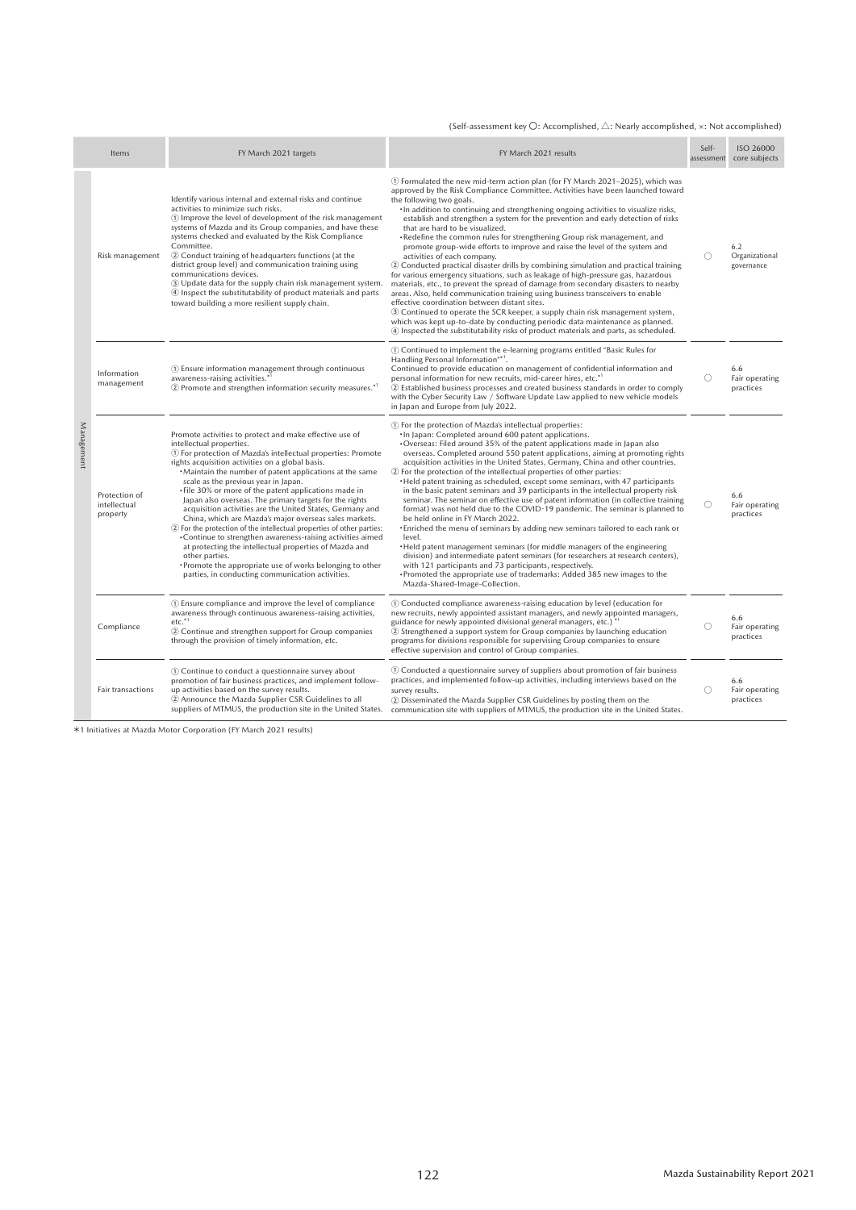(Self-assessment key ○: Accomplished, △: Nearly accomplished, ×: Not accomplished)

| | Items | FY March 2021 targets | FY March 2021 results | Self-assessment | ISO 26000 core subjects |
|---|---|---|---|---|---|
| Management | Risk management | Identify various internal and external risks and continue activities to minimize such risks.<br>① Improve the level of development of the risk management systems of Mazda and its Group companies, and have these systems checked and evaluated by the Risk Compliance Committee.<br>② Conduct training of headquarters functions (at the district group level) and communication training using communications devices.<br>③ Update data for the supply chain risk management system.<br>④ Inspect the substitutability of product materials and parts toward building a more resilient supply chain. | ① Formulated the new mid-term action plan (for FY March 2021–2025), which was approved by the Risk Compliance Committee. Activities have been launched toward the following two goals.<br>• In addition to continuing and strengthening ongoing activities to visualize risks, establish and strengthen a system for the prevention and early detection of risks that are hard to be visualized.<br>• Redefine the common rules for strengthening Group risk management, and promote group-wide efforts to improve and raise the level of the system and activities of each company.<br>② Conducted practical disaster drills by combining simulation and practical training for various emergency situations, such as leakage of high-pressure gas, hazardous materials, etc., to prevent the spread of damage from secondary disasters to nearby areas. Also, held communication training using business transceivers to enable effective coordination between distant sites.<br>③ Continued to operate the SCR keeper, a supply chain risk management system, which was kept up-to-date by conducting periodic data maintenance as planned.<br>④ Inspected the substitutability risks of product materials and parts, as scheduled. | ○ | 6.2 Organizational governance |
| | Information management | ① Ensure information management through continuous awareness-raising activities.*1<br>② Promote and strengthen information security measures.*1 | ① Continued to implement the e-learning programs entitled "Basic Rules for Handling Personal Information"*1.<br>Continued to provide education on management of confidential information and personal information for new recruits, mid-career hires, etc.*1<br>② Established business processes and created business standards in order to comply with the Cyber Security Law / Software Update Law applied to new vehicle models in Japan and Europe from July 2022. | ○ | 6.6 Fair operating practices |
| | Protection of intellectual property | Promote activities to protect and make effective use of intellectual properties.<br>① For protection of Mazda's intellectual properties: Promote rights acquisition activities on a global basis.<br>• Maintain the number of patent applications at the same scale as the previous year in Japan.<br>• File 30% or more of the patent applications made in Japan also overseas. The primary targets for the rights acquisition activities are the United States, Germany and China, which are Mazda's major overseas sales markets.<br>② For the protection of the intellectual properties of other parties:<br>• Continue to strengthen awareness-raising activities aimed at protecting the intellectual properties of Mazda and other parties.<br>• Promote the appropriate use of works belonging to other parties, in conducting communication activities. | ① For the protection of Mazda's intellectual properties:<br>• In Japan: Completed around 600 patent applications.<br>• Overseas: Filed around 35% of the patent applications made in Japan also overseas. Completed around 550 patent applications, aiming at promoting rights acquisition activities in the United States, Germany, China and other countries.<br>② For the protection of the intellectual properties of other parties:<br>• Held patent training as scheduled, except some seminars, with 47 participants in the basic patent seminars and 39 participants in the intellectual property risk seminar. The seminar on effective use of patent information (in collective training format) was not held due to the COVID-19 pandemic. The seminar is planned to be held online in FY March 2022.<br>• Enriched the menu of seminars by adding new seminars tailored to each rank or level.<br>• Held patent management seminars (for middle managers of the engineering division) and intermediate patent seminars (for researchers at research centers), with 121 participants and 73 participants, respectively.<br>• Promoted the appropriate use of trademarks: Added 385 new images to the Mazda-Shared-Image-Collection. | ○ | 6.6 Fair operating practices |
| | Compliance | ① Ensure compliance and improve the level of compliance awareness through continuous awareness-raising activities, etc.*1<br>② Continue and strengthen support for Group companies through the provision of timely information, etc. | ① Conducted compliance awareness-raising education by level (education for new recruits, newly appointed assistant managers, and newly appointed managers, guidance for newly appointed divisional general managers, etc.) *1<br>② Strengthened a support system for Group companies by launching education programs for divisions responsible for supervising Group companies to ensure effective supervision and control of Group companies. | ○ | 6.6 Fair operating practices |
| | Fair transactions | ① Continue to conduct a questionnaire survey about promotion of fair business practices, and implement follow-up activities based on the survey results.<br>② Announce the Mazda Supplier CSR Guidelines to all suppliers of MTMUS, the production site in the United States. | ① Conducted a questionnaire survey of suppliers about promotion of fair business practices, and implemented follow-up activities, including interviews based on the survey results.<br>② Disseminated the Mazda Supplier CSR Guidelines by posting them on the communication site with suppliers of MTMUS, the production site in the United States. | ○ | 6.6 Fair operating practices |

*1 Initiatives at Mazda Motor Corporation (FY March 2021 results)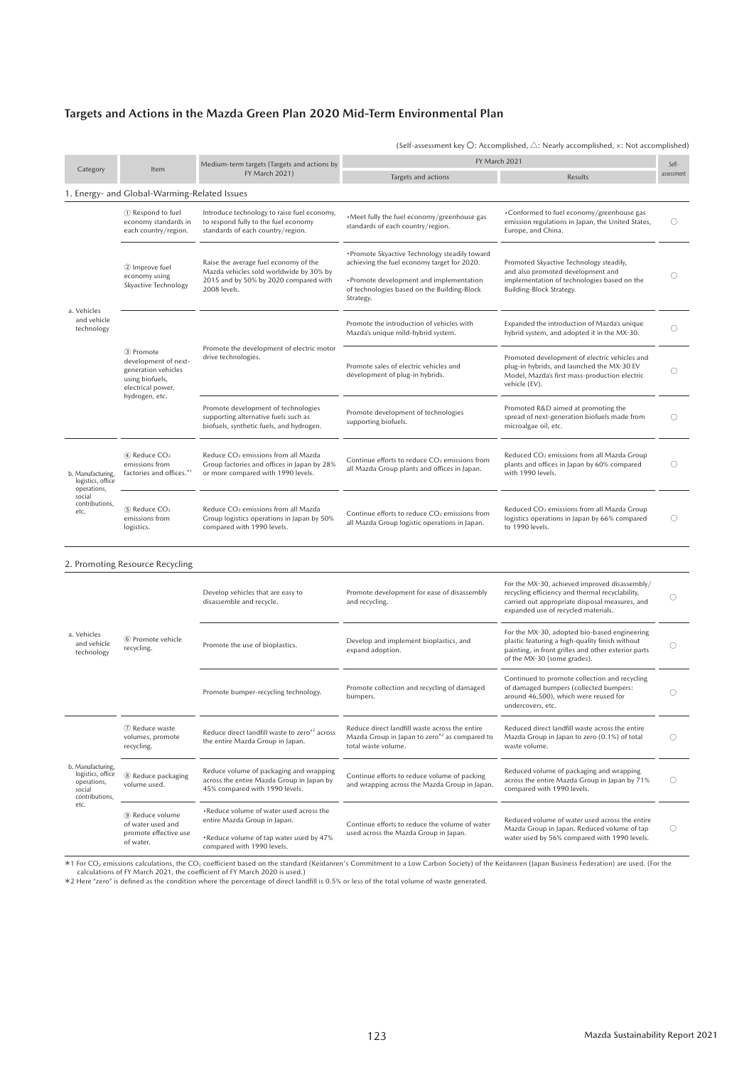## Targets and Actions in the Mazda Green Plan 2020 Mid-Term Environmental Plan

(Self-assessment key ○: Accomplished, △: Nearly accomplished, ×: Not accomplished)

| Category | Item | Medium-term targets (Targets and actions by FY March 2021) | FY March 2021 | | Self-assessment |
|---|---|---|---|---|---|
| | | | Targets and actions | Results | |
| **1. Energy- and Global-Warming-Related Issues** | | | | | |
| a. Vehicles and vehicle technology | ① Respond to fuel economy standards in each country/region. | Introduce technology to raise fuel economy, to respond fully to the fuel economy standards of each country/region. | •Meet fully the fuel economy/greenhouse gas standards of each country/region. | •Conformed to fuel economy/greenhouse gas emission regulations in Japan, the United States, Europe, and China. | ○ |
| | ② Improve fuel economy using Skyactive Technology | Raise the average fuel economy of the Mazda vehicles sold worldwide by 30% by 2015 and by 50% by 2020 compared with 2008 levels. | •Promote Skyactive Technology steadily toward achieving the fuel economy target for 2020.<br>•Promote development and implementation of technologies based on the Building-Block Strategy. | Promoted Skyactive Technology steadily, and also promoted development and implementation of technologies based on the Building-Block Strategy. | ○ |
| | ③ Promote development of next-generation vehicles using biofuels, electrical power, hydrogen, etc. | Promote the development of electric motor drive technologies. | Promote the introduction of vehicles with Mazda's unique mild-hybrid system. | Expanded the introduction of Mazda's unique hybrid system, and adopted it in the MX-30. | ○ |
| | | | Promote sales of electric vehicles and development of plug-in hybrids. | Promoted development of electric vehicles and plug-in hybrids, and launched the MX-30 EV Model, Mazda's first mass-production electric vehicle (EV). | ○ |
| | | Promote development of technologies supporting alternative fuels such as biofuels, synthetic fuels, and hydrogen. | Promote development of technologies supporting biofuels. | Promoted R&D aimed at promoting the spread of next-generation biofuels made from microalgae oil, etc. | ○ |
| b. Manufacturing, logistics, office operations, social contributions, etc. | ④ Reduce $CO_2$ emissions from factories and offices.*1 | Reduce $CO_2$ emissions from all Mazda Group factories and offices in Japan by 28% or more compared with 1990 levels. | Continue efforts to reduce $CO_2$ emissions from all Mazda Group plants and offices in Japan. | Reduced $CO_2$ emissions from all Mazda Group plants and offices in Japan by 60% compared with 1990 levels. | ○ |
| | ⑤ Reduce $CO_2$ emissions from logistics. | Reduce $CO_2$ emissions from all Mazda Group logistics operations in Japan by 50% compared with 1990 levels. | Continue efforts to reduce $CO_2$ emissions from all Mazda Group logistic operations in Japan. | Reduced $CO_2$ emissions from all Mazda Group logistics operations in Japan by 66% compared to 1990 levels. | ○ |
| **2. Promoting Resource Recycling** | | | | | |
| a. Vehicles and vehicle technology | ⑥ Promote vehicle recycling. | Develop vehicles that are easy to disassemble and recycle. | Promote development for ease of disassembly and recycling. | For the MX-30, achieved improved disassembly/recycling efficiency and thermal recyclability, carried out appropriate disposal measures, and expanded use of recycled materials. | ○ |
| | | Promote the use of bioplastics. | Develop and implement bioplastics, and expand adoption. | For the MX-30, adopted bio-based engineering plastic featuring a high-quality finish without painting, in front grilles and other exterior parts of the MX-30 (some grades). | ○ |
| | | Promote bumper-recycling technology. | Promote collection and recycling of damaged bumpers. | Continued to promote collection and recycling of damaged bumpers (collected bumpers: around 46,500), which were reused for undercovers, etc. | ○ |
| b. Manufacturing, logistics, office operations, social contributions, etc. | ⑦ Reduce waste volumes, promote recycling. | Reduce direct landfill waste to zero*2 across the entire Mazda Group in Japan. | Reduce direct landfill waste across the entire Mazda Group in Japan to zero*2 as compared to total waste volume. | Reduced direct landfill waste across the entire Mazda Group in Japan to zero (0.1%) of total waste volume. | ○ |
| | ⑧ Reduce packaging volume used. | Reduce volume of packaging and wrapping across the entire Mazda Group in Japan by 45% compared with 1990 levels. | Continue efforts to reduce volume of packing and wrapping across the Mazda Group in Japan. | Reduced volume of packaging and wrapping across the entire Mazda Group in Japan by 71% compared with 1990 levels. | ○ |
| | ⑨ Reduce volume of water used and promote effective use of water. | •Reduce volume of water used across the entire Mazda Group in Japan.<br>•Reduce volume of tap water used by 47% compared with 1990 levels. | Continue efforts to reduce the volume of water used across the Mazda Group in Japan. | Reduced volume of water used across the entire Mazda Group in Japan. Reduced volume of tap water used by 56% compared with 1990 levels. | ○ |

*1 For $CO_2$ emissions calculations, the $CO_2$ coefficient based on the standard (Keidanren's Commitment to a Low Carbon Society) of the Keidanren (Japan Business Federation) are used. (For the calculations of FY March 2021, the coefficient of FY March 2020 is used.)
*2 Here "zero" is defined as the condition where the percentage of direct landfill is 0.5% or less of the total volume of waste generated.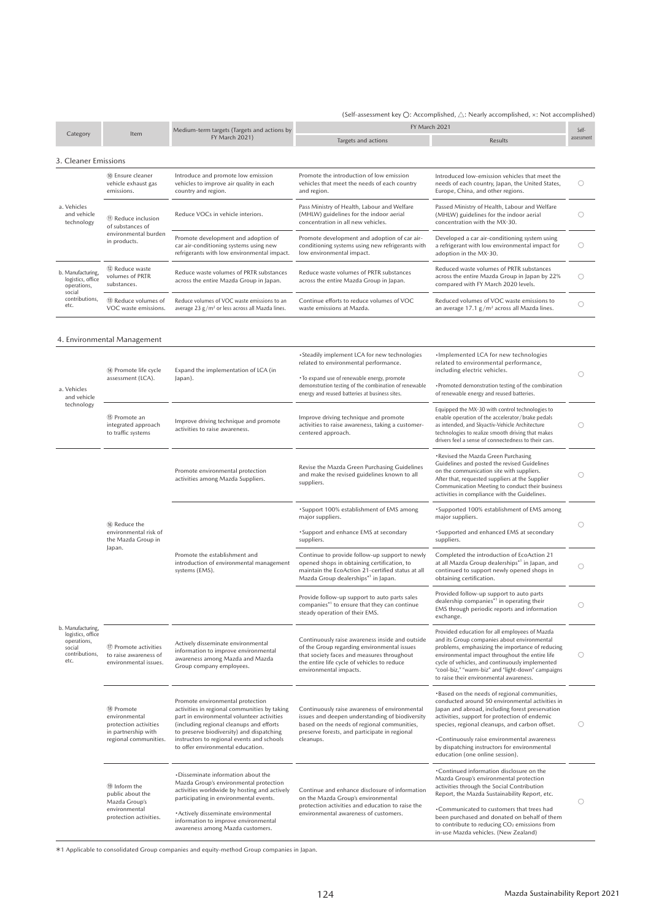(Self-assessment key ○: Accomplished, △: Nearly accomplished, ×: Not accomplished)

| Category | Item | Medium-term targets (Targets and actions by FY March 2021) | FY March 2021 | | Self-assessment |
|---|---|---|---|---|---|
| | | | Targets and actions | Results | |
| **3. Cleaner Emissions** | | | | | |
| a. Vehicles and vehicle technology | ⑩ Ensure cleaner vehicle exhaust gas emissions. | Introduce and promote low emission vehicles to improve air quality in each country and region. | Promote the introduction of low emission vehicles that meet the needs of each country and region. | Introduced low-emission vehicles that meet the needs of each country, Japan, the United States, Europe, China, and other regions. | ○ |
| | ⑪ Reduce inclusion of substances of environmental burden in products. | Reduce VOCs in vehicle interiors. | Pass Ministry of Health, Labour and Welfare (MHLW) guidelines for the indoor aerial concentration in all new vehicles. | Passed Ministry of Health, Labour and Welfare (MHLW) guidelines for the indoor aerial concentration with the MX-30. | ○ |
| | | Promote development and adoption of car air-conditioning systems using new refrigerants with low environmental impact. | Promote development and adoption of car air-conditioning systems using new refrigerants with low environmental impact. | Developed a car air-conditioning system using a refrigerant with low environmental impact for adoption in the MX-30. | ○ |
| b. Manufacturing, logistics, office operations, social contributions, etc. | ⑫ Reduce waste volumes of PRTR substances. | Reduce waste volumes of PRTR substances across the entire Mazda Group in Japan. | Reduce waste volumes of PRTR substances across the entire Mazda Group in Japan. | Reduced waste volumes of PRTR substances across the entire Mazda Group in Japan by 22% compared with FY March 2020 levels. | ○ |
| | ⑬ Reduce volumes of VOC waste emissions. | Reduce volumes of VOC waste emissions to an average 23 g/m² or less across all Mazda lines. | Continue efforts to reduce volumes of VOC waste emissions at Mazda. | Reduced volumes of VOC waste emissions to an average 17.1 g/m² across all Mazda lines. | ○ |
| **4. Environmental Management** | | | | | |
| a. Vehicles and vehicle technology | ⑭ Promote life cycle assessment (LCA). | Expand the implementation of LCA (in Japan). | •Steadily implement LCA for new technologies related to environmental performance.<br>•To expand use of renewable energy, promote demonstration testing of the combination of renewable energy and reused batteries at business sites. | •Implemented LCA for new technologies related to environmental performance, including electric vehicles.<br>•Promoted demonstration testing of the combination of renewable energy and reused batteries. | ○ |
| | ⑮ Promote an integrated approach to traffic systems | Improve driving technique and promote activities to raise awareness. | Improve driving technique and promote activities to raise awareness, taking a customer-centered approach. | Equipped the MX-30 with control technologies to enable operation of the accelerator/brake pedals as intended, and Skyactiv-Vehicle Architecture technologies to realize smooth driving that makes drivers feel a sense of connectedness to their cars. | ○ |
| b. Manufacturing, logistics, office operations, social contributions, etc. | ⑯ Reduce the environmental risk of the Mazda Group in Japan. | Promote environmental protection activities among Mazda Suppliers. | Revise the Mazda Green Purchasing Guidelines and make the revised guidelines known to all suppliers. | •Revised the Mazda Green Purchasing Guidelines and posted the revised Guidelines on the communication site with suppliers. After that, requested suppliers at the Supplier Communication Meeting to conduct their business activities in compliance with the Guidelines. | ○ |
| | | Promote the establishment and introduction of environmental management systems (EMS). | •Support 100% establishment of EMS among major suppliers.<br>•Support and enhance EMS at secondary suppliers. | •Supported 100% establishment of EMS among major suppliers.<br>•Supported and enhanced EMS at secondary suppliers. | ○ |
| | | | Continue to provide follow-up support to newly opened shops in obtaining certification, to maintain the EcoAction 21-certified status at all Mazda Group dealerships*1 in Japan. | Completed the introduction of EcoAction 21 at all Mazda Group dealerships*1 in Japan, and continued to support newly opened shops in obtaining certification. | ○ |
| | | | Provide follow-up support to auto parts sales companies*1 to ensure that they can continue steady operation of their EMS. | Provided follow-up support to auto parts dealership companies*1 in operating their EMS through periodic reports and information exchange. | ○ |
| | ⑰ Promote activities to raise awareness of environmental issues. | Actively disseminate environmental information to improve environmental awareness among Mazda and Mazda Group company employees. | Continuously raise awareness inside and outside of the Group regarding environmental issues that society faces and measures throughout the entire life cycle of vehicles to reduce environmental impacts. | Provided education for all employees of Mazda and its Group companies about environmental problems, emphasizing the importance of reducing environmental impact throughout the entire life cycle of vehicles, and continuously implemented "cool-biz," "warm-biz" and "light-down" campaigns to raise their environmental awareness. | ○ |
| | ⑱ Promote environmental protection activities in partnership with regional communities. | Promote environmental protection activities in regional communities by taking part in environmental volunteer activities (including regional cleanups and efforts to preserve biodiversity) and dispatching instructors to regional events and schools to offer environmental education. | Continuously raise awareness of environmental issues and deepen understanding of biodiversity based on the needs of regional communities, preserve forests, and participate in regional cleanups. | •Based on the needs of regional communities, conducted around 50 environmental activities in Japan and abroad, including forest preservation activities, support for protection of endemic species, regional cleanups, and carbon offset.<br>•Continuously raise environmental awareness by dispatching instructors for environmental education (one online session). | ○ |
| | ⑲ Inform the public about the Mazda Group's environmental protection activities. | •Disseminate information about the Mazda Group's environmental protection activities worldwide by hosting and actively participating in environmental events.<br>•Actively disseminate environmental information to improve environmental awareness among Mazda customers. | Continue and enhance disclosure of information on the Mazda Group's environmental protection activities and education to raise the environmental awareness of customers. | •Continued information disclosure on the Mazda Group's environmental protection activities through the Social Contribution Report, the Mazda Sustainability Report, etc.<br>•Communicated to customers that trees had been purchased and donated on behalf of them to contribute to reducing $CO_2$ emissions from in-use Mazda vehicles. (New Zealand) | ○ |

*1 Applicable to consolidated Group companies and equity-method Group companies in Japan.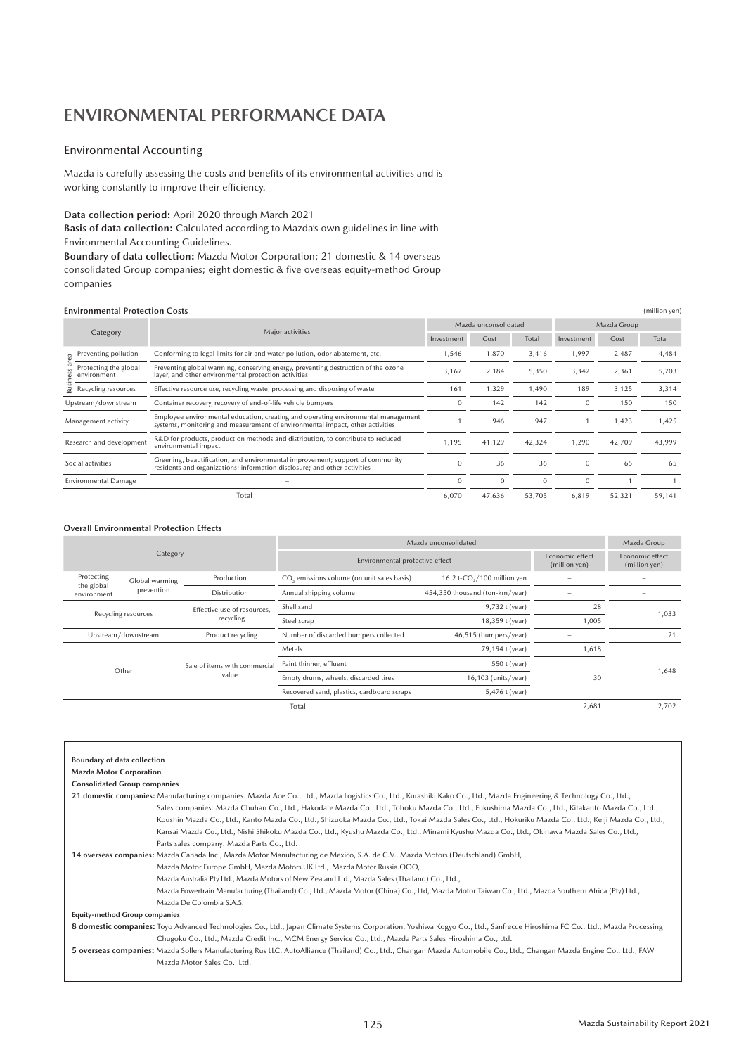# ENVIRONMENTAL PERFORMANCE DATA

## Environmental Accounting

Mazda is carefully assessing the costs and benefits of its environmental activities and is working constantly to improve their efficiency.

**Data collection period:** April 2020 through March 2021
**Basis of data collection:** Calculated according to Mazda's own guidelines in line with Environmental Accounting Guidelines.
**Boundary of data collection:** Mazda Motor Corporation; 21 domestic & 14 overseas consolidated Group companies; eight domestic & five overseas equity-method Group companies

### Environmental Protection Costs

(million yen)

| Category | | Major activities | Mazda unconsolidated | | | Mazda Group | | |
|---|---|---|---|---|---|---|---|---|
| | | | Investment | Cost | Total | Investment | Cost | Total |
| Business area | Preventing pollution | Conforming to legal limits for air and water pollution, odor abatement, etc. | 1,546 | 1,870 | 3,416 | 1,997 | 2,487 | 4,484 |
| | Protecting the global environment | Preventing global warming, conserving energy, preventing destruction of the ozone layer, and other environmental protection activities | 3,167 | 2,184 | 5,350 | 3,342 | 2,361 | 5,703 |
| | Recycling resources | Effective resource use, recycling waste, processing and disposing of waste | 161 | 1,329 | 1,490 | 189 | 3,125 | 3,314 |
| Upstream/downstream | | Container recovery, recovery of end-of-life vehicle bumpers | 0 | 142 | 142 | 0 | 150 | 150 |
| Management activity | | Employee environmental education, creating and operating environmental management systems, monitoring and measurement of environmental impact, other activities | 1 | 946 | 947 | 1 | 1,423 | 1,425 |
| Research and development | | R&D for products, production methods and distribution, to contribute to reduced environmental impact | 1,195 | 41,129 | 42,324 | 1,290 | 42,709 | 43,999 |
| Social activities | | Greening, beautification, and environmental improvement; support of community residents and organizations; information disclosure; and other activities | 0 | 36 | 36 | 0 | 65 | 65 |
| Environmental Damage | | – | 0 | 0 | 0 | 0 | 1 | 1 |
| Total | | | 6,070 | 47,636 | 53,705 | 6,819 | 52,321 | 59,141 |

### Overall Environmental Protection Effects

| Category | | | Mazda unconsolidated | | | Mazda Group |
|---|---|---|---|---|---|---|
| | | | Environmental protective effect | | Economic effect (million yen) | Economic effect (million yen) |
| Protecting the global environment | Global warming prevention | Production | $CO_2$ emissions volume (on unit sales basis) | 16.2 t-$CO_2$/100 million yen | – | – |
| | | Distribution | Annual shipping volume | 454,350 thousand (ton-km/year) | – | – |
| Recycling resources | | Effective use of resources, recycling | Shell sand | 9,732 t (year) | 28 | 1,033 |
| | | | Steel scrap | 18,359 t (year) | 1,005 | |
| Upstream/downstream | | Product recycling | Number of discarded bumpers collected | 46,515 (bumpers/year) | – | 21 |
| Other | | Sale of items with commercial value | Metals | 79,194 t (year) | 1,618 | 1,648 |
| | | | Paint thinner, effluent | 550 t (year) | 30 | |
| | | | Empty drums, wheels, discarded tires | 16,103 (units/year) | | |
| | | | Recovered sand, plastics, cardboard scraps | 5,476 t (year) | | |
| | | | Total | | 2,681 | 2,702 |

**Boundary of data collection**
**Mazda Motor Corporation**
**Consolidated Group companies**
**21 domestic companies:** Manufacturing companies: Mazda Ace Co., Ltd., Mazda Logistics Co., Ltd., Kurashiki Kako Co., Ltd., Mazda Engineering & Technology Co., Ltd.,
Sales companies: Mazda Chuhan Co., Ltd., Hakodate Mazda Co., Ltd., Tohoku Mazda Co., Ltd., Fukushima Mazda Co., Ltd., Kitakanto Mazda Co., Ltd., Koushin Mazda Co., Ltd., Kanto Mazda Co., Ltd., Shizuoka Mazda Co., Ltd., Tokai Mazda Sales Co., Ltd., Hokuriku Mazda Co., Ltd., Keiji Mazda Co., Ltd., Kansai Mazda Co., Ltd., Nishi Shikoku Mazda Co., Ltd., Kyushu Mazda Co., Ltd., Minami Kyushu Mazda Co., Ltd., Okinawa Mazda Sales Co., Ltd.,
Parts sales company: Mazda Parts Co., Ltd.
**14 overseas companies:** Mazda Canada Inc., Mazda Motor Manufacturing de Mexico, S.A. de C.V., Mazda Motors (Deutschland) GmbH,
Mazda Motor Europe GmbH, Mazda Motors UK Ltd., Mazda Motor Russia.OOO,
Mazda Australia Pty Ltd., Mazda Motors of New Zealand Ltd., Mazda Sales (Thailand) Co., Ltd.,
Mazda Powertrain Manufacturing (Thailand) Co., Ltd., Mazda Motor (China) Co., Ltd, Mazda Motor Taiwan Co., Ltd., Mazda Southern Africa (Pty) Ltd.,
Mazda De Colombia S.A.S.
**Equity-method Group companies**
**8 domestic companies:** Toyo Advanced Technologies Co., Ltd., Japan Climate Systems Corporation, Yoshiwa Kogyo Co., Ltd., Sanfrecce Hiroshima FC Co., Ltd., Mazda Processing Chugoku Co., Ltd., Mazda Credit Inc., MCM Energy Service Co., Ltd., Mazda Parts Sales Hiroshima Co., Ltd.
**5 overseas companies:** Mazda Sollers Manufacturing Rus LLC, AutoAlliance (Thailand) Co., Ltd., Changan Mazda Automobile Co., Ltd., Changan Mazda Engine Co., Ltd., FAW Mazda Motor Sales Co., Ltd.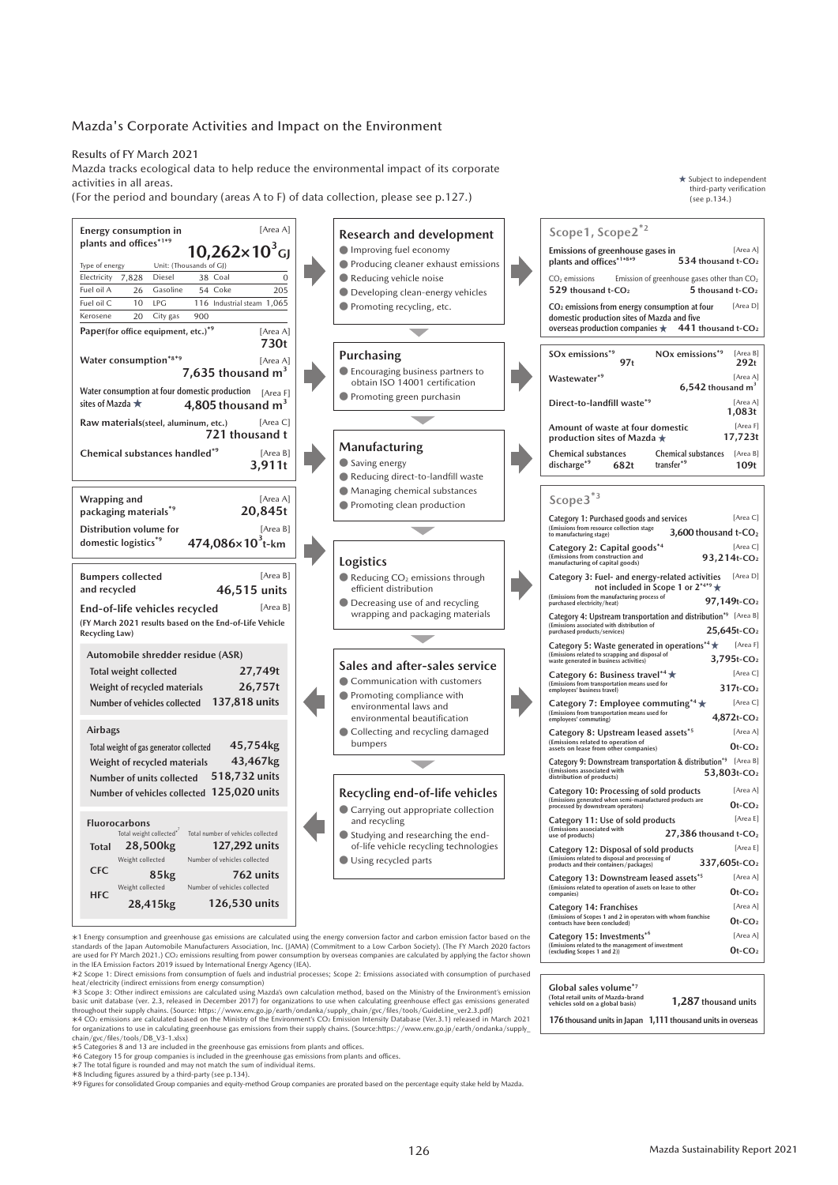## Mazda's Corporate Activities and Impact on the Environment

Results of FY March 2021

Mazda tracks ecological data to help reduce the environmental impact of its corporate activities in all areas.

(For the period and boundary (areas A to F) of data collection, please see p.127.)

★ Subject to independent third-party verification (see p.134.)

### Inputs

**Energy consumption in plants and offices**[*1*9] [Area A] **$10{,}262 \times 10^3$ GJ**

| Type of energy | Unit: (Thousands of GJ) | | | | |
|---|---|---|---|---|---|
| Electricity | 7,828 | Diesel | 38 | Coal | 0 |
| Fuel oil A | 26 | Gasoline | 54 | Coke | 205 |
| Fuel oil C | 10 | LPG | 116 | Industrial steam | 1,065 |
| Kerosene | 20 | City gas | 900 | | |

**Paper (for office equipment, etc.)**[*9] [Area A] **730t**

**Water consumption**[*8*9] [Area A] **7,635 thousand $m^3$**

Water consumption at four domestic production sites of Mazda ★ [Area F] **4,805 thousand $m^3$**

**Raw materials (steel, aluminum, etc.)** [Area C] **721 thousand t**

**Chemical substances handled**[*9] [Area B] **3,911t**

**Wrapping and packaging materials**[*9] [Area A] **20,845t**

**Distribution volume for domestic logistics**[*9] [Area B] **$474{,}086 \times 10^3$ t-km**

**Bumpers collected and recycled** [Area B] **46,515 units**

**End-of-life vehicles recycled** [Area B]

(FY March 2021 results based on the End-of-Life Vehicle Recycling Law)

**Automobile shredder residue (ASR)**

| | |
|---|---|
| Total weight collected | 27,749t |
| Weight of recycled materials | 26,757t |
| Number of vehicles collected | 137,818 units |

**Airbags**

| | |
|---|---|
| Total weight of gas generator collected | 45,754kg |
| Weight of recycled materials | 43,467kg |
| Number of units collected | 518,732 units |
| Number of vehicles collected | 125,020 units |

**Fluorocarbons**

| | Weight collected | Number of vehicles collected |
|---|---|---|
| Total | 28,500kg (Total weight collected[*7]) | 127,292 units (Total number of vehicles collected) |
| CFC | 85kg | 762 units |
| HFC | 28,415kg | 126,530 units |

### Corporate activities

**Research and development**
- Improving fuel economy
- Producing cleaner exhaust emissions
- Reducing vehicle noise
- Developing clean-energy vehicles
- Promoting recycling, etc.

**Purchasing**
- Encouraging business partners to obtain ISO 14001 certification
- Promoting green purchasin

**Manufacturing**
- Saving energy
- Reducing direct-to-landfill waste
- Managing chemical substances
- Promoting clean production

**Logistics**
- Reducing $CO_2$ emissions through efficient distribution
- Decreasing use of and recycling wrapping and packaging materials

**Sales and after-sales service**
- Communication with customers
- Promoting compliance with environmental laws and environmental beautification
- Collecting and recycling damaged bumpers

**Recycling end-of-life vehicles**
- Carrying out appropriate collection and recycling
- Studying and researching the end-of-life vehicle recycling technologies
- Using recycled parts

### Scope1, Scope2[*2]

**Emissions of greenhouse gases in plants and offices**[*1*8*9] [Area A] **534 thousand t-$CO_2$**

$CO_2$ emissions **529 thousand t-$CO_2$**; Emission of greenhouse gases other than $CO_2$ **5 thousand t-$CO_2$**

**$CO_2$ emissions from energy consumption at four domestic production sites of Mazda and five overseas production companies** ★ [Area D] **441 thousand t-$CO_2$**

**SOx emissions**[*9] **97t**; **NOx emissions**[*9] [Area B] **292t**

**Wastewater**[*9] [Area A] **6,542 thousand $m^3$**

**Direct-to-landfill waste**[*9] [Area A] **1,083t**

**Amount of waste at four domestic production sites of Mazda** ★ [Area F] **17,723t**

**Chemical substances discharge**[*9] **682t**; **Chemical substances transfer**[*9] [Area B] **109t**

### Scope3[*3]

| Category | Area | Emissions |
|---|---|---|
| Category 1: Purchased goods and services (Emissions from resource collection stage to manufacturing stage) | [Area C] | 3,600 thousand t-$CO_2$ |
| Category 2: Capital goods[*4] (Emissions from construction and manufacturing of capital goods) | [Area C] | 93,214t-$CO_2$ |
| Category 3: Fuel- and energy-related activities not included in Scope 1 or 2[*4*9] ★ (Emissions from the manufacturing process of purchased electricity/heat) | [Area D] | 97,149t-$CO_2$ |
| Category 4: Upstream transportation and distribution[*9] (Emissions associated with distribution of purchased products/services) | [Area B] | 25,645t-$CO_2$ |
| Category 5: Waste generated in operations[*4] ★ (Emissions related to scrapping and disposal of waste generated in business activities) | [Area F] | 3,795t-$CO_2$ |
| Category 6: Business travel[*4] ★ (Emissions from transportation means used for employees' business travel) | [Area C] | 317t-$CO_2$ |
| Category 7: Employee commuting[*4] ★ (Emissions from transportation means used for employees' commuting) | [Area C] | 4,872t-$CO_2$ |
| Category 8: Upstream leased assets[*5] (Emissions related to operation of assets on lease from other companies) | [Area A] | 0t-$CO_2$ |
| Category 9: Downstream transportation & distribution[*9] (Emissions associated with distribution of products) | [Area B] | 53,803t-$CO_2$ |
| Category 10: Processing of sold products (Emissions generated when semi-manufactured products are processed by downstream operators) | [Area A] | 0t-$CO_2$ |
| Category 11: Use of sold products (Emissions associated with use of products) | [Area E] | 27,386 thousand t-$CO_2$ |
| Category 12: Disposal of sold products (Emissions related to disposal and processing of products and their containers/packages) | [Area E] | 337,605t-$CO_2$ |
| Category 13: Downstream leased assets[*5] (Emissions related to operation of assets on lease to other companies) | [Area A] | 0t-$CO_2$ |
| Category 14: Franchises (Emissions of Scopes 1 and 2 in operators with whom franchise contracts have been concluded) | [Area A] | 0t-$CO_2$ |
| Category 15: Investments[*6] (Emissions related to the management of investment (excluding Scopes 1 and 2)) | [Area A] | 0t-$CO_2$ |

**Global sales volume**[*7] (Total retail units of Mazda-brand vehicles sold on a global basis) **1,287 thousand units**

**176 thousand units in Japan** **1,111 thousand units in overseas**

*1 Energy consumption and greenhouse gas emissions are calculated using the energy conversion factor and carbon emission factor based on the standards of the Japan Automobile Manufacturers Association, Inc. (JAMA) (Commitment to a Low Carbon Society). (The FY March 2020 factors are used for FY March 2021.) $CO_2$ emissions resulting from power consumption by overseas companies are calculated by applying the factor shown in the IEA Emission Factors 2019 issued by International Energy Agency (IEA).

*2 Scope 1: Direct emissions from consumption of fuels and industrial processes; Scope 2: Emissions associated with consumption of purchased heat/electricity (indirect emissions from energy consumption)

*3 Scope 3: Other indirect emissions are calculated using Mazda's own calculation method, based on the Ministry of the Environment's emission basic unit database (ver. 2.3, released in December 2017) for organizations to use when calculating greenhouse effect gas emissions generated throughout their supply chains. (Source: https://www.env.go.jp/earth/ondanka/supply_chain/gvc/files/tools/GuideLine_ver2.3.pdf)

*4 $CO_2$ emissions are calculated based on the Ministry of the Environment's $CO_2$ Emission Intensity Database (Ver.3.1) released in March 2021 for organizations to use in calculating greenhouse gas emissions from their supply chains. (Source:https://www.env.go.jp/earth/ondanka/supply_chain/gvc/files/tools/DB_V3-1.xlsx)

*5 Categories 8 and 13 are included in the greenhouse gas emissions from plants and offices.

*6 Category 15 for group companies is included in the greenhouse gas emissions from plants and offices.

*7 The total figure is rounded and may not match the sum of individual items.

*8 Including figures assured by a third-party (see p.134).

*9 Figures for consolidated Group companies and equity-method Group companies are prorated based on the percentage equity stake held by Mazda.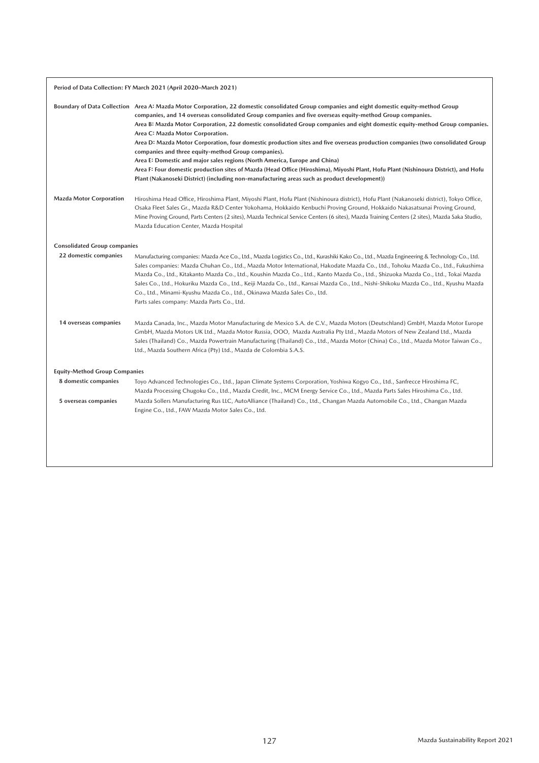**Period of Data Collection: FY March 2021 (April 2020–March 2021)**

**Boundary of Data Collection**

**Area A: Mazda Motor Corporation, 22 domestic consolidated Group companies and eight domestic equity-method Group companies, and 14 overseas consolidated Group companies and five overseas equity-method Group companies.**

**Area B: Mazda Motor Corporation, 22 domestic consolidated Group companies and eight domestic equity-method Group companies.**

**Area C: Mazda Motor Corporation.**

**Area D: Mazda Motor Corporation, four domestic production sites and five overseas production companies (two consolidated Group companies and three equity-method Group companies).**

**Area E: Domestic and major sales regions (North America, Europe and China)**

**Area F: Four domestic production sites of Mazda (Head Office (Hiroshima), Miyoshi Plant, Hofu Plant (Nishinoura District), and Hofu Plant (Nakanoseki District) (including non-manufacturing areas such as product development))**

**Mazda Motor Corporation**

Hiroshima Head Office, Hiroshima Plant, Miyoshi Plant, Hofu Plant (Nishinoura district), Hofu Plant (Nakanoseki district), Tokyo Office, Osaka Fleet Sales Gr., Mazda R&D Center Yokohama, Hokkaido Kenbuchi Proving Ground, Hokkaido Nakasatsunai Proving Ground, Mine Proving Ground, Parts Centers (2 sites), Mazda Technical Service Centers (6 sites), Mazda Training Centers (2 sites), Mazda Saka Studio, Mazda Education Center, Mazda Hospital

**Consolidated Group companies**

**22 domestic companies**

Manufacturing companies: Mazda Ace Co., Ltd., Mazda Logistics Co., Ltd., Kurashiki Kako Co., Ltd., Mazda Engineering & Technology Co., Ltd.
Sales companies: Mazda Chuhan Co., Ltd., Mazda Motor International, Hakodate Mazda Co., Ltd., Tohoku Mazda Co., Ltd., Fukushima Mazda Co., Ltd., Kitakanto Mazda Co., Ltd., Koushin Mazda Co., Ltd., Kanto Mazda Co., Ltd., Shizuoka Mazda Co., Ltd., Tokai Mazda Sales Co., Ltd., Hokuriku Mazda Co., Ltd., Keiji Mazda Co., Ltd., Kansai Mazda Co., Ltd., Nishi-Shikoku Mazda Co., Ltd., Kyushu Mazda Co., Ltd., Minami-Kyushu Mazda Co., Ltd., Okinawa Mazda Sales Co., Ltd.
Parts sales company: Mazda Parts Co., Ltd.

**14 overseas companies**

Mazda Canada, Inc., Mazda Motor Manufacturing de Mexico S.A. de C.V., Mazda Motors (Deutschland) GmbH, Mazda Motor Europe GmbH, Mazda Motors UK Ltd., Mazda Motor Russia, OOO, Mazda Australia Pty Ltd., Mazda Motors of New Zealand Ltd., Mazda Sales (Thailand) Co., Mazda Powertrain Manufacturing (Thailand) Co., Ltd., Mazda Motor (China) Co., Ltd., Mazda Motor Taiwan Co., Ltd., Mazda Southern Africa (Pty) Ltd., Mazda de Colombia S.A.S.

**Equity-Method Group Companies**

**8 domestic companies**

Toyo Advanced Technologies Co., Ltd., Japan Climate Systems Corporation, Yoshiwa Kogyo Co., Ltd., Sanfrecce Hiroshima FC, Mazda Processing Chugoku Co., Ltd., Mazda Credit, Inc., MCM Energy Service Co., Ltd., Mazda Parts Sales Hiroshima Co., Ltd.

**5 overseas companies**

Mazda Sollers Manufacturing Rus LLC, AutoAlliance (Thailand) Co., Ltd., Changan Mazda Automobile Co., Ltd., Changan Mazda Engine Co., Ltd., FAW Mazda Motor Sales Co., Ltd.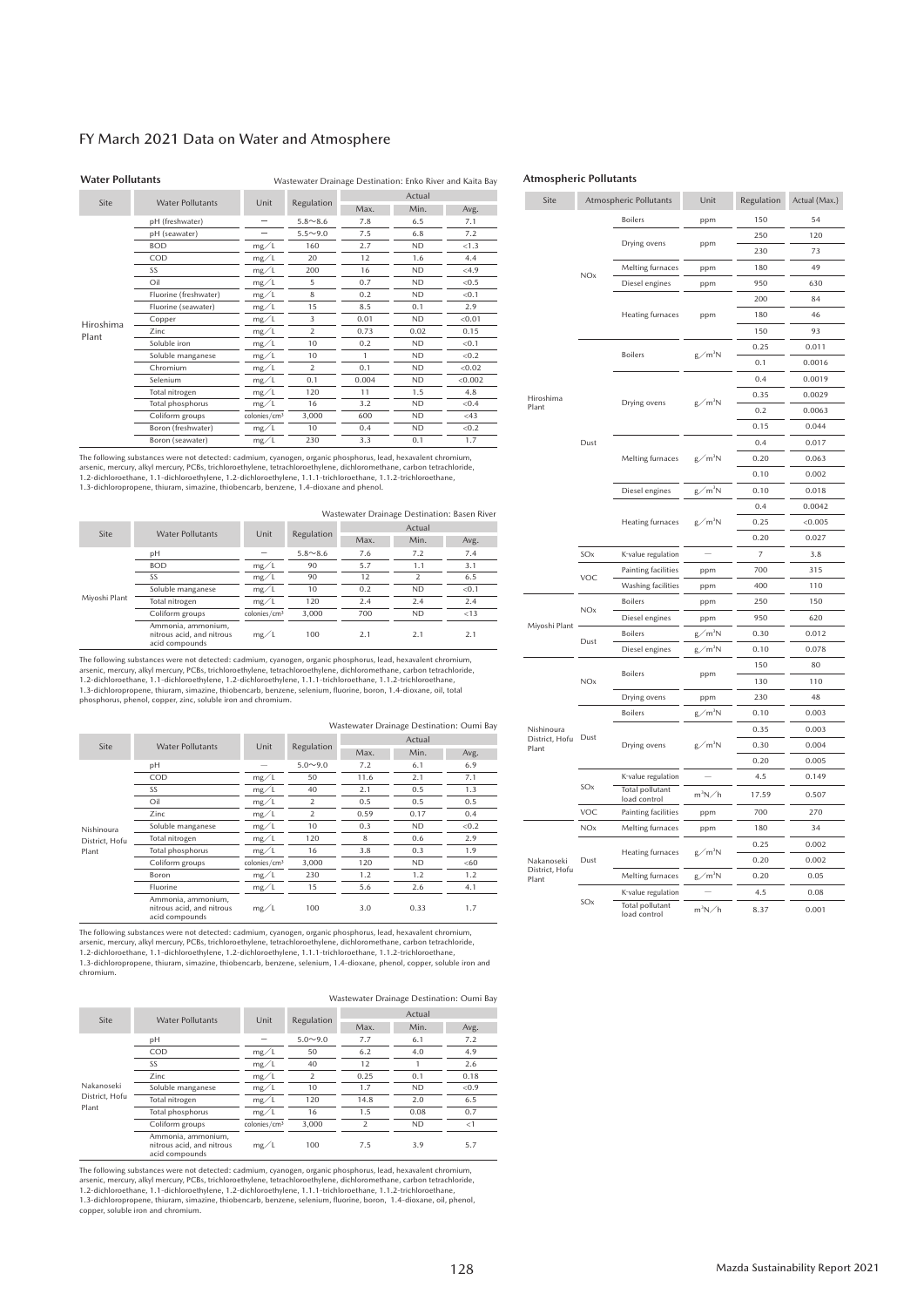# FY March 2021 Data on Water and Atmosphere

## Water Pollutants

Wastewater Drainage Destination: Enko River and Kaita Bay

| Site | Water Pollutants | Unit | Regulation | Actual | | |
|---|---|---|---|---|---|---|
| | | | | Max. | Min. | Avg. |
| Hiroshima Plant | pH (freshwater) | — | 5.8〜8.6 | 7.8 | 6.5 | 7.1 |
| | pH (seawater) | — | 5.5〜9.0 | 7.5 | 6.8 | 7.2 |
| | BOD | mg/L | 160 | 2.7 | ND | <1.3 |
| | COD | mg/L | 20 | 12 | 1.6 | 4.4 |
| | SS | mg/L | 200 | 16 | ND | <4.9 |
| | Oil | mg/L | 5 | 0.7 | ND | <0.5 |
| | Fluorine (freshwater) | mg/L | 8 | 0.2 | ND | <0.1 |
| | Fluorine (seawater) | mg/L | 15 | 8.5 | 0.1 | 2.9 |
| | Copper | mg/L | 3 | 0.01 | ND | <0.01 |
| | Zinc | mg/L | 2 | 0.73 | 0.02 | 0.15 |
| | Soluble iron | mg/L | 10 | 0.2 | ND | <0.1 |
| | Soluble manganese | mg/L | 10 | 1 | ND | <0.2 |
| | Chromium | mg/L | 2 | 0.1 | ND | <0.02 |
| | Selenium | mg/L | 0.1 | 0.004 | ND | <0.002 |
| | Total nitrogen | mg/L | 120 | 11 | 1.5 | 4.8 |
| | Total phosphorus | mg/L | 16 | 3.2 | ND | <0.4 |
| | Coliform groups | colonies/$cm^3$ | 3,000 | 600 | ND | <43 |
| | Boron (freshwater) | mg/L | 10 | 0.4 | ND | <0.2 |
| | Boron (seawater) | mg/L | 230 | 3.3 | 0.1 | 1.7 |

The following substances were not detected: cadmium, cyanogen, organic phosphorus, lead, hexavalent chromium, arsenic, mercury, alkyl mercury, PCBs, trichloroethylene, tetrachloroethylene, dichloromethane, carbon tetrachloride, 1.2-dichloroethane, 1.1-dichloroethylene, 1.2-dichloroethylene, 1.1.1-trichloroethane, 1.1.2-trichloroethane, 1.3-dichloropropene, thiuram, simazine, thiobencarb, benzene, 1.4-dioxane and phenol.

Wastewater Drainage Destination: Basen River

| Site | Water Pollutants | Unit | Regulation | Actual | | |
|---|---|---|---|---|---|---|
| | | | | Max. | Min. | Avg. |
| Miyoshi Plant | pH | — | 5.8〜8.6 | 7.6 | 7.2 | 7.4 |
| | BOD | mg/L | 90 | 5.7 | 1.1 | 3.1 |
| | SS | mg/L | 90 | 12 | 2 | 6.5 |
| | Soluble manganese | mg/L | 10 | 0.2 | ND | <0.1 |
| | Total nitrogen | mg/L | 120 | 2.4 | 2.4 | 2.4 |
| | Coliform groups | colonies/$cm^3$ | 3,000 | 700 | ND | <13 |
| | Ammonia, ammonium, nitrous acid, and nitrous acid compounds | mg/L | 100 | 2.1 | 2.1 | 2.1 |

The following substances were not detected: cadmium, cyanogen, organic phosphorus, lead, hexavalent chromium, arsenic, mercury, alkyl mercury, PCBs, trichloroethylene, tetrachloroethylene, dichloromethane, carbon tetrachloride, 1.2-dichloroethane, 1.1-dichloroethylene, 1.2-dichloroethylene, 1.1.1-trichloroethane, 1.1.2-trichloroethane, 1.3-dichloropropene, thiuram, simazine, thiobencarb, benzene, selenium, fluorine, boron, 1.4-dioxane, oil, total phosphorus, phenol, copper, zinc, soluble iron and chromium.

Wastewater Drainage Destination: Oumi Bay

| Site | Water Pollutants | Unit | Regulation | Actual | | |
|---|---|---|---|---|---|---|
| | | | | Max. | Min. | Avg. |
| Nishinoura District, Hofu Plant | pH | — | 5.0〜9.0 | 7.2 | 6.1 | 6.9 |
| | COD | mg/L | 50 | 11.6 | 2.1 | 7.1 |
| | SS | mg/L | 40 | 2.1 | 0.5 | 1.3 |
| | Oil | mg/L | 2 | 0.5 | 0.5 | 0.5 |
| | Zinc | mg/L | 2 | 0.59 | 0.17 | 0.4 |
| | Soluble manganese | mg/L | 10 | 0.3 | ND | <0.2 |
| | Total nitrogen | mg/L | 120 | 8 | 0.6 | 2.9 |
| | Total phosphorus | mg/L | 16 | 3.8 | 0.3 | 1.9 |
| | Coliform groups | colonies/$cm^3$ | 3,000 | 120 | ND | <60 |
| | Boron | mg/L | 230 | 1.2 | 1.2 | 1.2 |
| | Fluorine | mg/L | 15 | 5.6 | 2.6 | 4.1 |
| | Ammonia, ammonium, nitrous acid, and nitrous acid compounds | mg/L | 100 | 3.0 | 0.33 | 1.7 |

The following substances were not detected: cadmium, cyanogen, organic phosphorus, lead, hexavalent chromium, arsenic, mercury, alkyl mercury, PCBs, trichloroethylene, tetrachloroethylene, dichloromethane, carbon tetrachloride, 1.2-dichloroethane, 1.1-dichloroethylene, 1.2-dichloroethylene, 1.1.1-trichloroethane, 1.1.2-trichloroethane, 1.3-dichloropropene, thiuram, simazine, thiobencarb, benzene, selenium, 1.4-dioxane, phenol, copper, soluble iron and chromium.

Wastewater Drainage Destination: Oumi Bay

| Site | Water Pollutants | Unit | Regulation | Actual | | |
|---|---|---|---|---|---|---|
| | | | | Max. | Min. | Avg. |
| Nakanoseki District, Hofu Plant | pH | — | 5.0〜9.0 | 7.7 | 6.1 | 7.2 |
| | COD | mg/L | 50 | 6.2 | 4.0 | 4.9 |
| | SS | mg/L | 40 | 12 | 1 | 2.6 |
| | Zinc | mg/L | 2 | 0.25 | 0.1 | 0.18 |
| | Soluble manganese | mg/L | 10 | 1.7 | ND | <0.9 |
| | Total nitrogen | mg/L | 120 | 14.8 | 2.0 | 6.5 |
| | Total phosphorus | mg/L | 16 | 1.5 | 0.08 | 0.7 |
| | Coliform groups | colonies/$cm^3$ | 3,000 | 2 | ND | <1 |
| | Ammonia, ammonium, nitrous acid, and nitrous acid compounds | mg/L | 100 | 7.5 | 3.9 | 5.7 |

The following substances were not detected: cadmium, cyanogen, organic phosphorus, lead, hexavalent chromium, arsenic, mercury, alkyl mercury, PCBs, trichloroethylene, tetrachloroethylene, dichloromethane, carbon tetrachloride, 1.2-dichloroethane, 1.1-dichloroethylene, 1.2-dichloroethylene, 1.1.1-trichloroethane, 1.1.2-trichloroethane, 1.3-dichloropropene, thiuram, simazine, thiobencarb, benzene, selenium, fluorine, boron, 1.4-dioxane, oil, phenol, copper, soluble iron and chromium.

## Atmospheric Pollutants

| Site | Atmospheric Pollutants | | Unit | Regulation | Actual (Max.) |
|---|---|---|---|---|---|
| Hiroshima Plant | NOx | Boilers | ppm | 150 | 54 |
| | | Drying ovens | ppm | 250 | 120 |
| | | | | 230 | 73 |
| | | Melting furnaces | ppm | 180 | 49 |
| | | Diesel engines | ppm | 950 | 630 |
| | | Heating furnaces | ppm | 200 | 84 |
| | | | | 180 | 46 |
| | | | | 150 | 93 |
| | Dust | Boilers | g/$m^3$N | 0.25 | 0.011 |
| | | | | 0.1 | 0.0016 |
| | | Drying ovens | g/$m^3$N | 0.4 | 0.0019 |
| | | | | 0.35 | 0.0029 |
| | | | | 0.2 | 0.0063 |
| | | | | 0.15 | 0.044 |
| | | Melting furnaces | g/$m^3$N | 0.4 | 0.017 |
| | | | | 0.20 | 0.063 |
| | | | | 0.10 | 0.002 |
| | | Diesel engines | g/$m^3$N | 0.10 | 0.018 |
| | | Heating furnaces | g/$m^3$N | 0.4 | 0.0042 |
| | | | | 0.25 | <0.005 |
| | | | | 0.20 | 0.027 |
| | SOx | K-value regulation | — | 7 | 3.8 |
| | VOC | Painting facilities | ppm | 700 | 315 |
| | | Washing facilities | ppm | 400 | 110 |
| Miyoshi Plant | NOx | Boilers | ppm | 250 | 150 |
| | | Diesel engines | ppm | 950 | 620 |
| | Dust | Boilers | g/$m^3$N | 0.30 | 0.012 |
| | | Diesel engines | g/$m^3$N | 0.10 | 0.078 |
| Nishinoura District, Hofu Plant | NOx | Boilers | ppm | 150 | 80 |
| | | | | 130 | 110 |
| | | Drying ovens | ppm | 230 | 48 |
| | Dust | Boilers | g/$m^3$N | 0.10 | 0.003 |
| | | Drying ovens | g/$m^3$N | 0.35 | 0.003 |
| | | | | 0.30 | 0.004 |
| | | | | 0.20 | 0.005 |
| | SOx | K-value regulation | — | 4.5 | 0.149 |
| | | Total pollutant load control | $m^3$N/h | 17.59 | 0.507 |
| | VOC | Painting facilities | ppm | 700 | 270 |
| Nakanoseki District, Hofu Plant | NOx | Melting furnaces | ppm | 180 | 34 |
| | Dust | Heating furnaces | g/$m^3$N | 0.25 | 0.002 |
| | | | | 0.20 | 0.002 |
| | | Melting furnaces | g/$m^3$N | 0.20 | 0.05 |
| | SOx | K-value regulation | — | 4.5 | 0.08 |
| | | Total pollutant load control | $m^3$N/h | 8.37 | 0.001 |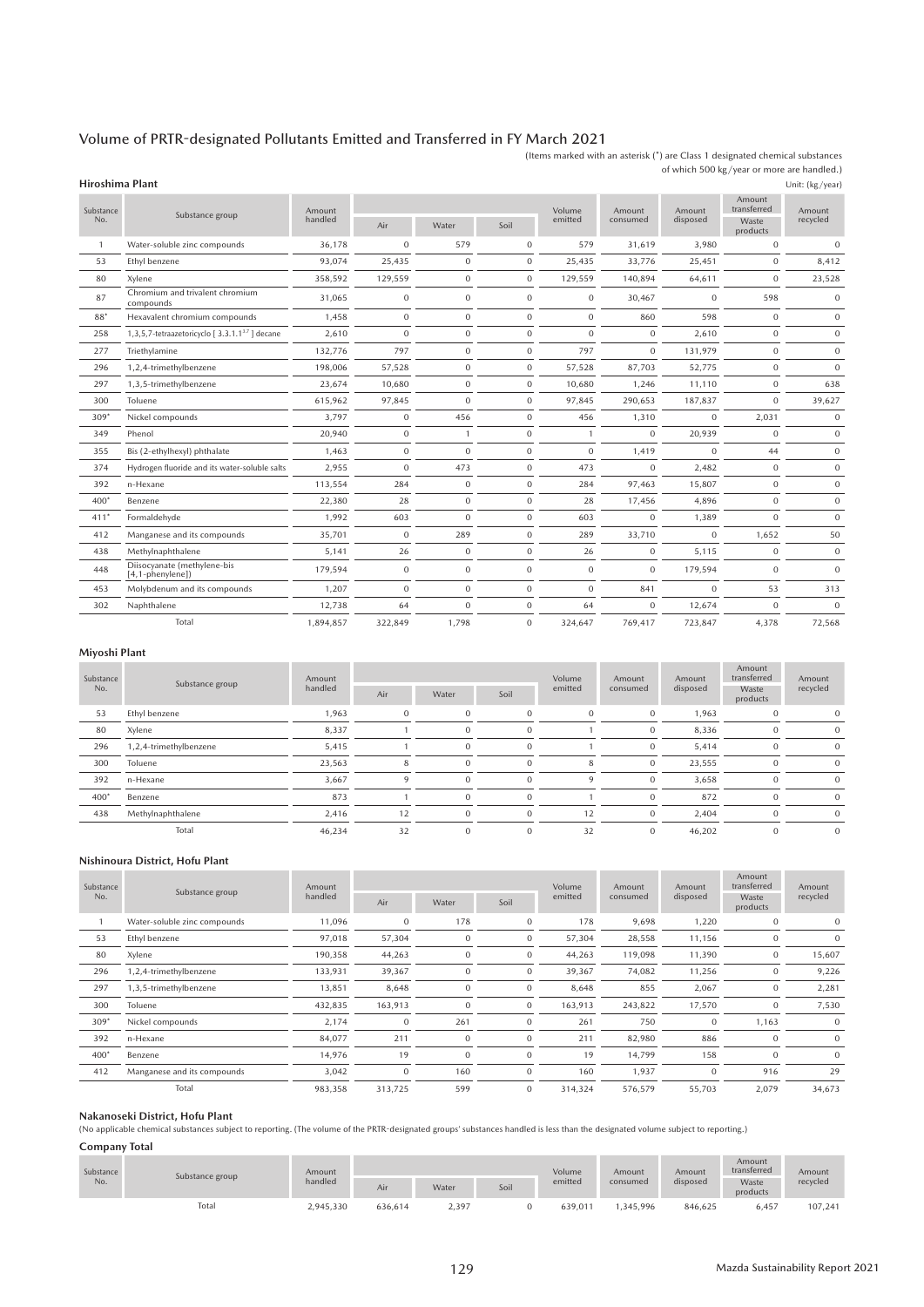## Volume of PRTR-designated Pollutants Emitted and Transferred in FY March 2021

(Items marked with an asterisk (*) are Class 1 designated chemical substances of which 500 kg/year or more are handled.)

Unit: (kg/year)

### Hiroshima Plant

| Substance No. | Substance group | Amount handled | | | | Volume emitted | Amount consumed | Amount disposed | Amount transferred | Amount recycled |
|---|---|---|---|---|---|---|---|---|---|---|
| | | | Air | Water | Soil | | | | Waste products | |
| 1 | Water-soluble zinc compounds | 36,178 | 0 | 579 | 0 | 579 | 31,619 | 3,980 | 0 | 0 |
| 53 | Ethyl benzene | 93,074 | 25,435 | 0 | 0 | 25,435 | 33,776 | 25,451 | 0 | 8,412 |
| 80 | Xylene | 358,592 | 129,559 | 0 | 0 | 129,559 | 140,894 | 64,611 | 0 | 23,528 |
| 87 | Chromium and trivalent chromium compounds | 31,065 | 0 | 0 | 0 | 0 | 30,467 | 0 | 598 | 0 |
| 88* | Hexavalent chromium compounds | 1,458 | 0 | 0 | 0 | 0 | 860 | 598 | 0 | 0 |
| 258 | 1,3,5,7-tetraazetoricyclo [ 3.3.1.1[3,7] ] decane | 2,610 | 0 | 0 | 0 | 0 | 0 | 2,610 | 0 | 0 |
| 277 | Triethylamine | 132,776 | 797 | 0 | 0 | 797 | 0 | 131,979 | 0 | 0 |
| 296 | 1,2,4-trimethylbenzene | 198,006 | 57,528 | 0 | 0 | 57,528 | 87,703 | 52,775 | 0 | 0 |
| 297 | 1,3,5-trimethylbenzene | 23,674 | 10,680 | 0 | 0 | 10,680 | 1,246 | 11,110 | 0 | 638 |
| 300 | Toluene | 615,962 | 97,845 | 0 | 0 | 97,845 | 290,653 | 187,837 | 0 | 39,627 |
| 309* | Nickel compounds | 3,797 | 0 | 456 | 0 | 456 | 1,310 | 0 | 2,031 | 0 |
| 349 | Phenol | 20,940 | 0 | 1 | 0 | 1 | 0 | 20,939 | 0 | 0 |
| 355 | Bis (2-ethylhexyl) phthalate | 1,463 | 0 | 0 | 0 | 0 | 1,419 | 0 | 44 | 0 |
| 374 | Hydrogen fluoride and its water-soluble salts | 2,955 | 0 | 473 | 0 | 473 | 0 | 2,482 | 0 | 0 |
| 392 | n-Hexane | 113,554 | 284 | 0 | 0 | 284 | 97,463 | 15,807 | 0 | 0 |
| 400* | Benzene | 22,380 | 28 | 0 | 0 | 28 | 17,456 | 4,896 | 0 | 0 |
| 411* | Formaldehyde | 1,992 | 603 | 0 | 0 | 603 | 0 | 1,389 | 0 | 0 |
| 412 | Manganese and its compounds | 35,701 | 0 | 289 | 0 | 289 | 33,710 | 0 | 1,652 | 50 |
| 438 | Methylnaphthalene | 5,141 | 26 | 0 | 0 | 26 | 0 | 5,115 | 0 | 0 |
| 448 | Diisocyanate (methylene-bis [4,1-phenylene]) | 179,594 | 0 | 0 | 0 | 0 | 0 | 179,594 | 0 | 0 |
| 453 | Molybdenum and its compounds | 1,207 | 0 | 0 | 0 | 0 | 841 | 0 | 53 | 313 |
| 302 | Naphthalene | 12,738 | 64 | 0 | 0 | 64 | 0 | 12,674 | 0 | 0 |
| | Total | 1,894,857 | 322,849 | 1,798 | 0 | 324,647 | 769,417 | 723,847 | 4,378 | 72,568 |

### Miyoshi Plant

| Substance No. | Substance group | Amount handled | | | | Volume emitted | Amount consumed | Amount disposed | Amount transferred | Amount recycled |
|---|---|---|---|---|---|---|---|---|---|---|
| | | | Air | Water | Soil | | | | Waste products | |
| 53 | Ethyl benzene | 1,963 | 0 | 0 | 0 | 0 | 0 | 1,963 | 0 | 0 |
| 80 | Xylene | 8,337 | 1 | 0 | 0 | 1 | 0 | 8,336 | 0 | 0 |
| 296 | 1,2,4-trimethylbenzene | 5,415 | 1 | 0 | 0 | 1 | 0 | 5,414 | 0 | 0 |
| 300 | Toluene | 23,563 | 8 | 0 | 0 | 8 | 0 | 23,555 | 0 | 0 |
| 392 | n-Hexane | 3,667 | 9 | 0 | 0 | 9 | 0 | 3,658 | 0 | 0 |
| 400* | Benzene | 873 | 1 | 0 | 0 | 1 | 0 | 872 | 0 | 0 |
| 438 | Methylnaphthalene | 2,416 | 12 | 0 | 0 | 12 | 0 | 2,404 | 0 | 0 |
| | Total | 46,234 | 32 | 0 | 0 | 32 | 0 | 46,202 | 0 | 0 |

### Nishinoura District, Hofu Plant

| Substance No. | Substance group | Amount handled | | | | Volume emitted | Amount consumed | Amount disposed | Amount transferred | Amount recycled |
|---|---|---|---|---|---|---|---|---|---|---|
| | | | Air | Water | Soil | | | | Waste products | |
| 1 | Water-soluble zinc compounds | 11,096 | 0 | 178 | 0 | 178 | 9,698 | 1,220 | 0 | 0 |
| 53 | Ethyl benzene | 97,018 | 57,304 | 0 | 0 | 57,304 | 28,558 | 11,156 | 0 | 0 |
| 80 | Xylene | 190,358 | 44,263 | 0 | 0 | 44,263 | 119,098 | 11,390 | 0 | 15,607 |
| 296 | 1,2,4-trimethylbenzene | 133,931 | 39,367 | 0 | 0 | 39,367 | 74,082 | 11,256 | 0 | 9,226 |
| 297 | 1,3,5-trimethylbenzene | 13,851 | 8,648 | 0 | 0 | 8,648 | 855 | 2,067 | 0 | 2,281 |
| 300 | Toluene | 432,835 | 163,913 | 0 | 0 | 163,913 | 243,822 | 17,570 | 0 | 7,530 |
| 309* | Nickel compounds | 2,174 | 0 | 261 | 0 | 261 | 750 | 0 | 1,163 | 0 |
| 392 | n-Hexane | 84,077 | 211 | 0 | 0 | 211 | 82,980 | 886 | 0 | 0 |
| 400* | Benzene | 14,976 | 19 | 0 | 0 | 19 | 14,799 | 158 | 0 | 0 |
| 412 | Manganese and its compounds | 3,042 | 0 | 160 | 0 | 160 | 1,937 | 0 | 916 | 29 |
| | Total | 983,358 | 313,725 | 599 | 0 | 314,324 | 576,579 | 55,703 | 2,079 | 34,673 |

### Nakanoseki District, Hofu Plant

(No applicable chemical substances subject to reporting. (The volume of the PRTR-designated groups' substances handled is less than the designated volume subject to reporting.)

### Company Total

| Substance No. | Substance group | Amount handled | | | | Volume emitted | Amount consumed | Amount disposed | Amount transferred | Amount recycled |
|---|---|---|---|---|---|---|---|---|---|---|
| | | | Air | Water | Soil | | | | Waste products | |
| | Total | 2,945,330 | 636,614 | 2,397 | 0 | 639,011 | 1,345,996 | 846,625 | 6,457 | 107,241 |